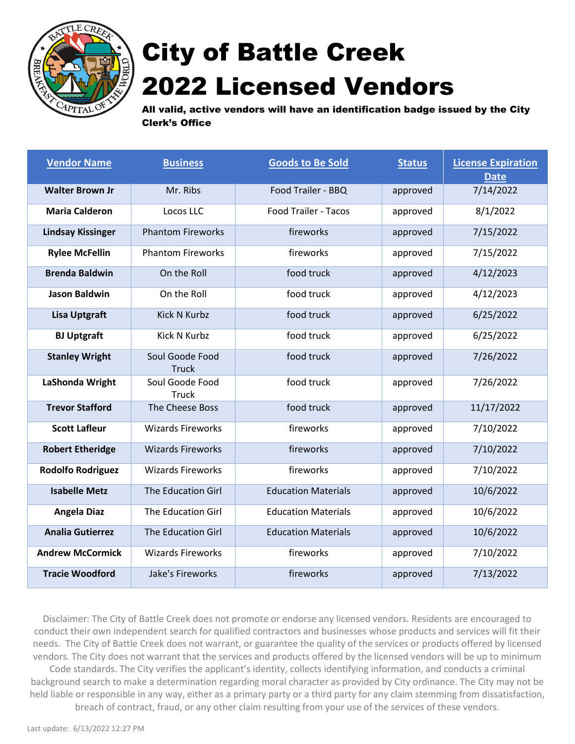# City of Battle Creek 2022 Licensed Vendors

**All valid, active vendors will have an identification badge issued by the City Clerk's Office**

| Vendor Name | Business | Goods to Be Sold | Status | License Expiration Date |
|---|---|---|---|---|
| **Walter Brown Jr** | Mr. Ribs | Food Trailer - BBQ | approved | 7/14/2022 |
| **Maria Calderon** | Locos LLC | Food Trailer - Tacos | approved | 8/1/2022 |
| **Lindsay Kissinger** | Phantom Fireworks | fireworks | approved | 7/15/2022 |
| **Rylee McFellin** | Phantom Fireworks | fireworks | approved | 7/15/2022 |
| **Brenda Baldwin** | On the Roll | food truck | approved | 4/12/2023 |
| **Jason Baldwin** | On the Roll | food truck | approved | 4/12/2023 |
| **Lisa Uptgraft** | Kick N Kurbz | food truck | approved | 6/25/2022 |
| **BJ Uptgraft** | Kick N Kurbz | food truck | approved | 6/25/2022 |
| **Stanley Wright** | Soul Goode Food Truck | food truck | approved | 7/26/2022 |
| **LaShonda Wright** | Soul Goode Food Truck | food truck | approved | 7/26/2022 |
| **Trevor Stafford** | The Cheese Boss | food truck | approved | 11/17/2022 |
| **Scott Lafleur** | Wizards Fireworks | fireworks | approved | 7/10/2022 |
| **Robert Etheridge** | Wizards Fireworks | fireworks | approved | 7/10/2022 |
| **Rodolfo Rodriguez** | Wizards Fireworks | fireworks | approved | 7/10/2022 |
| **Isabelle Metz** | The Education Girl | Education Materials | approved | 10/6/2022 |
| **Angela Diaz** | The Education Girl | Education Materials | approved | 10/6/2022 |
| **Analia Gutierrez** | The Education Girl | Education Materials | approved | 10/6/2022 |
| **Andrew McCormick** | Wizards Fireworks | fireworks | approved | 7/10/2022 |
| **Tracie Woodford** | Jake's Fireworks | fireworks | approved | 7/13/2022 |

Disclaimer: The City of Battle Creek does not promote or endorse any licensed vendors. Residents are encouraged to conduct their own independent search for qualified contractors and businesses whose products and services will fit their needs. The City of Battle Creek does not warrant, or guarantee the quality of the services or products offered by licensed vendors. The City does not warrant that the services and products offered by the licensed vendors will be up to minimum Code standards. The City verifies the applicant's identity, collects identifying information, and conducts a criminal background search to make a determination regarding moral character as provided by City ordinance. The City may not be held liable or responsible in any way, either as a primary party or a third party for any claim stemming from dissatisfaction, breach of contract, fraud, or any other claim resulting from your use of the services of these vendors.

Last update: 6/13/2022 12:27 PM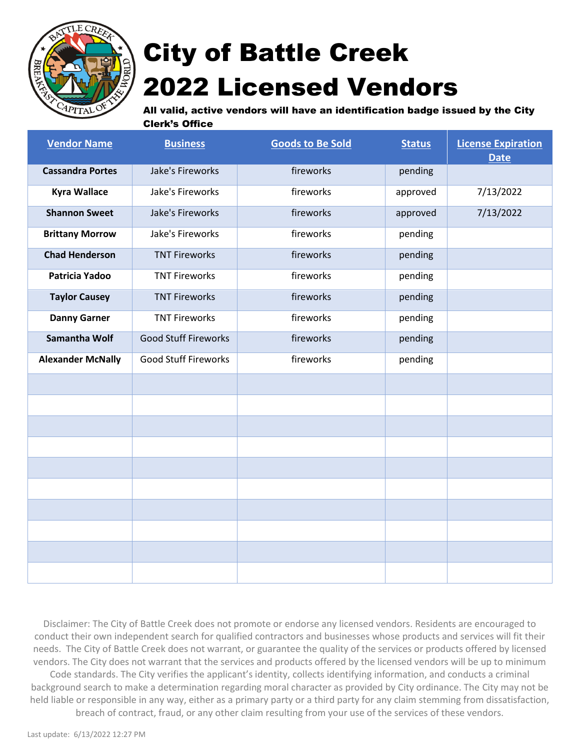# City of Battle Creek
# 2022 Licensed Vendors

**All valid, active vendors will have an identification badge issued by the City Clerk's Office**

| Vendor Name | Business | Goods to Be Sold | Status | License Expiration Date |
|---|---|---|---|---|
| **Cassandra Portes** | Jake's Fireworks | fireworks | pending | |
| **Kyra Wallace** | Jake's Fireworks | fireworks | approved | 7/13/2022 |
| **Shannon Sweet** | Jake's Fireworks | fireworks | approved | 7/13/2022 |
| **Brittany Morrow** | Jake's Fireworks | fireworks | pending | |
| **Chad Henderson** | TNT Fireworks | fireworks | pending | |
| **Patricia Yadoo** | TNT Fireworks | fireworks | pending | |
| **Taylor Causey** | TNT Fireworks | fireworks | pending | |
| **Danny Garner** | TNT Fireworks | fireworks | pending | |
| **Samantha Wolf** | Good Stuff Fireworks | fireworks | pending | |
| **Alexander McNally** | Good Stuff Fireworks | fireworks | pending | |

Disclaimer: The City of Battle Creek does not promote or endorse any licensed vendors. Residents are encouraged to conduct their own independent search for qualified contractors and businesses whose products and services will fit their needs. The City of Battle Creek does not warrant, or guarantee the quality of the services or products offered by licensed vendors. The City does not warrant that the services and products offered by the licensed vendors will be up to minimum Code standards. The City verifies the applicant's identity, collects identifying information, and conducts a criminal background search to make a determination regarding moral character as provided by City ordinance. The City may not be held liable or responsible in any way, either as a primary party or a third party for any claim stemming from dissatisfaction, breach of contract, fraud, or any other claim resulting from your use of the services of these vendors.

Last update: 6/13/2022 12:27 PM